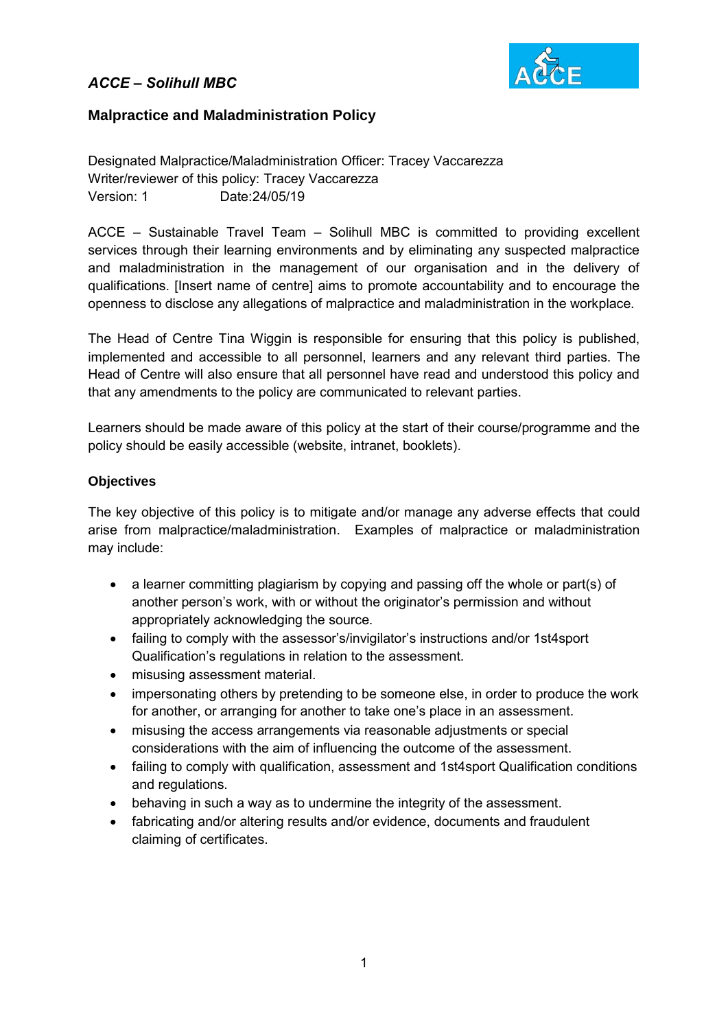*ACCE – Solihull MBC*

## Malpractice and Maladministration Policy

Designated Malpractice/Maladministration Officer: Tracey Vaccarezza
Writer/reviewer of this policy: Tracey Vaccarezza
Version: 1 Date:24/05/19

ACCE – Sustainable Travel Team – Solihull MBC is committed to providing excellent services through their learning environments and by eliminating any suspected malpractice and maladministration in the management of our organisation and in the delivery of qualifications. [Insert name of centre] aims to promote accountability and to encourage the openness to disclose any allegations of malpractice and maladministration in the workplace.

The Head of Centre Tina Wiggin is responsible for ensuring that this policy is published, implemented and accessible to all personnel, learners and any relevant third parties. The Head of Centre will also ensure that all personnel have read and understood this policy and that any amendments to the policy are communicated to relevant parties.

Learners should be made aware of this policy at the start of their course/programme and the policy should be easily accessible (website, intranet, booklets).

### Objectives

The key objective of this policy is to mitigate and/or manage any adverse effects that could arise from malpractice/maladministration. Examples of malpractice or maladministration may include:

- a learner committing plagiarism by copying and passing off the whole or part(s) of another person's work, with or without the originator's permission and without appropriately acknowledging the source.
- failing to comply with the assessor's/invigilator's instructions and/or 1st4sport Qualification's regulations in relation to the assessment.
- misusing assessment material.
- impersonating others by pretending to be someone else, in order to produce the work for another, or arranging for another to take one's place in an assessment.
- misusing the access arrangements via reasonable adjustments or special considerations with the aim of influencing the outcome of the assessment.
- failing to comply with qualification, assessment and 1st4sport Qualification conditions and regulations.
- behaving in such a way as to undermine the integrity of the assessment.
- fabricating and/or altering results and/or evidence, documents and fraudulent claiming of certificates.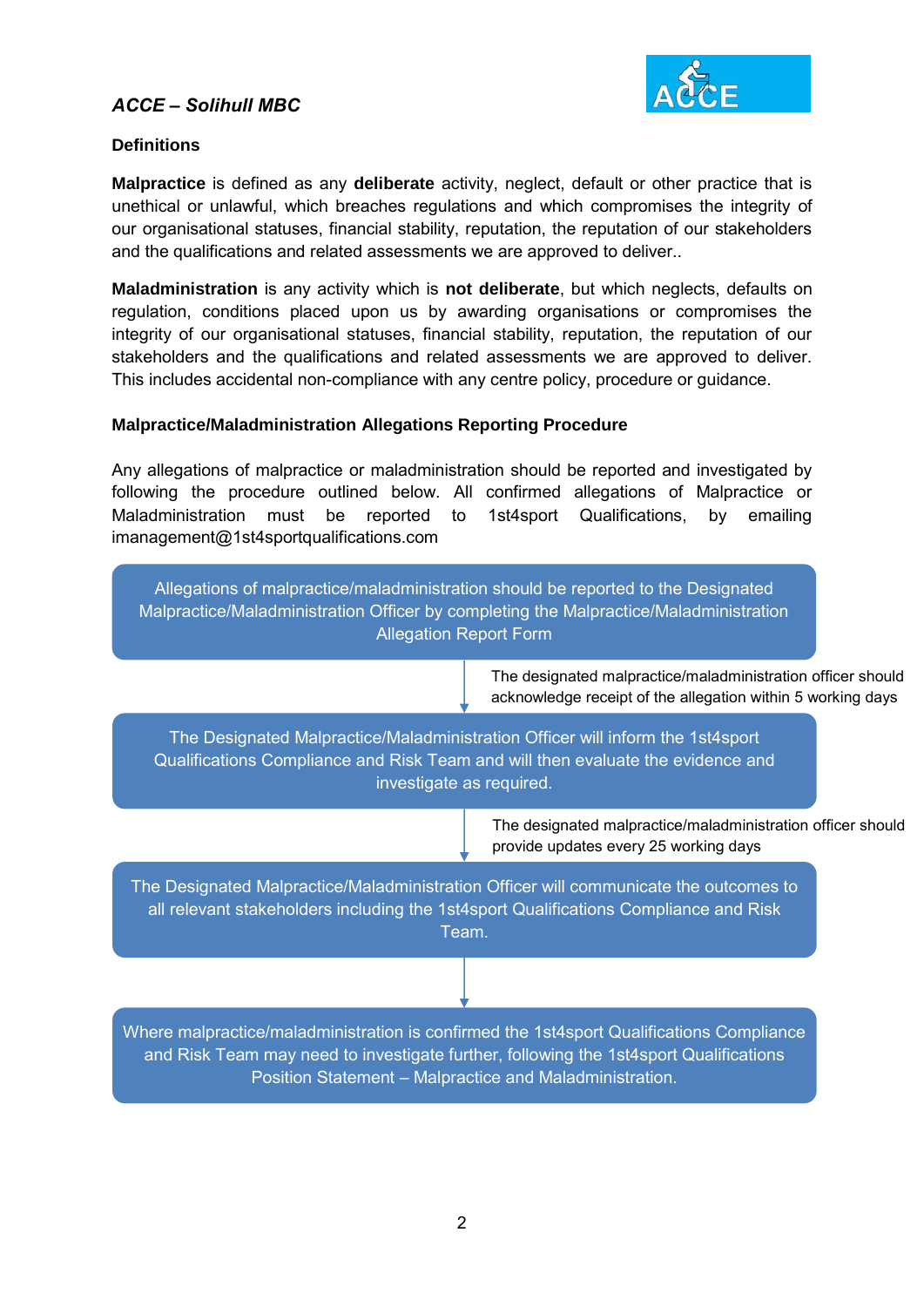*ACCE – Solihull MBC*

### Definitions

**Malpractice** is defined as any **deliberate** activity, neglect, default or other practice that is unethical or unlawful, which breaches regulations and which compromises the integrity of our organisational statuses, financial stability, reputation, the reputation of our stakeholders and the qualifications and related assessments we are approved to deliver..

**Maladministration** is any activity which is **not deliberate**, but which neglects, defaults on regulation, conditions placed upon us by awarding organisations or compromises the integrity of our organisational statuses, financial stability, reputation, the reputation of our stakeholders and the qualifications and related assessments we are approved to deliver. This includes accidental non-compliance with any centre policy, procedure or guidance.

### Malpractice/Maladministration Allegations Reporting Procedure

Any allegations of malpractice or maladministration should be reported and investigated by following the procedure outlined below. All confirmed allegations of Malpractice or Maladministration must be reported to 1st4sport Qualifications, by emailing imanagement@1st4sportqualifications.com

Allegations of malpractice/maladministration should be reported to the Designated Malpractice/Maladministration Officer by completing the Malpractice/Maladministration Allegation Report Form

↓ The designated malpractice/maladministration officer should acknowledge receipt of the allegation within 5 working days

The Designated Malpractice/Maladministration Officer will inform the 1st4sport Qualifications Compliance and Risk Team and will then evaluate the evidence and investigate as required.

↓ The designated malpractice/maladministration officer should provide updates every 25 working days

The Designated Malpractice/Maladministration Officer will communicate the outcomes to all relevant stakeholders including the 1st4sport Qualifications Compliance and Risk Team.

↓

Where malpractice/maladministration is confirmed the 1st4sport Qualifications Compliance and Risk Team may need to investigate further, following the 1st4sport Qualifications Position Statement – Malpractice and Maladministration.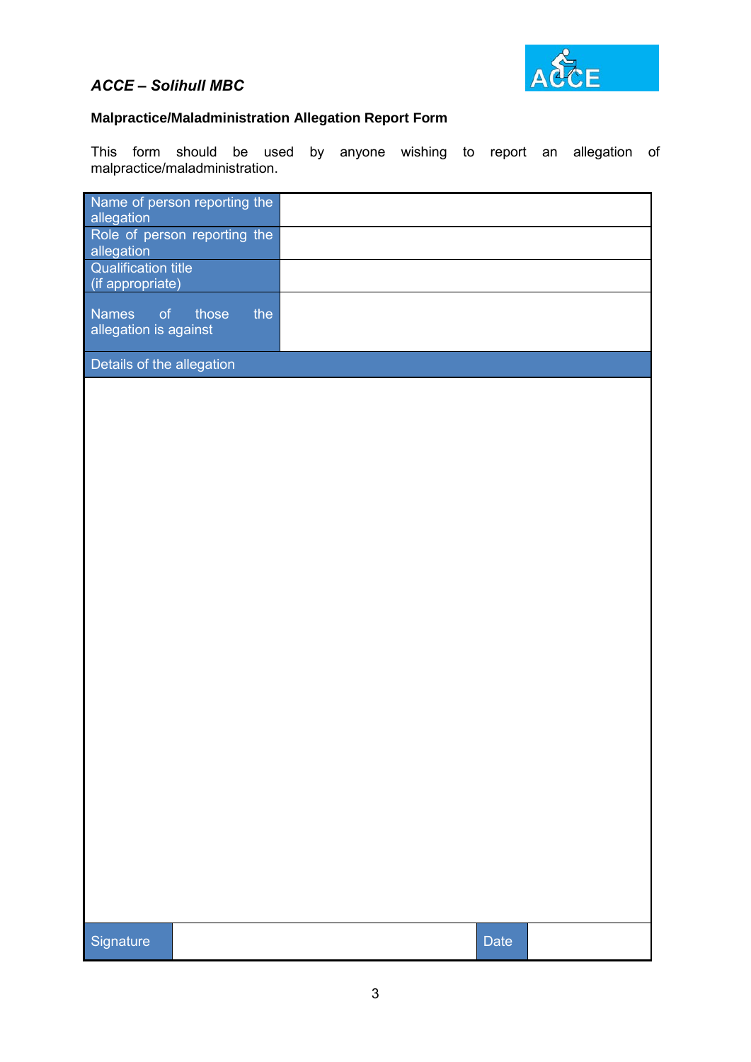*ACCE – Solihull MBC*

**Malpractice/Maladministration Allegation Report Form**

This form should be used by anyone wishing to report an allegation of malpractice/maladministration.

| Name of person reporting the allegation | | | |
|---|---|---|---|
| Role of person reporting the allegation | | | |
| Qualification title (if appropriate) | | | |
| Names of those the allegation is against | | | |
| Details of the allegation | | | |
| | | | |
| Signature | | Date | |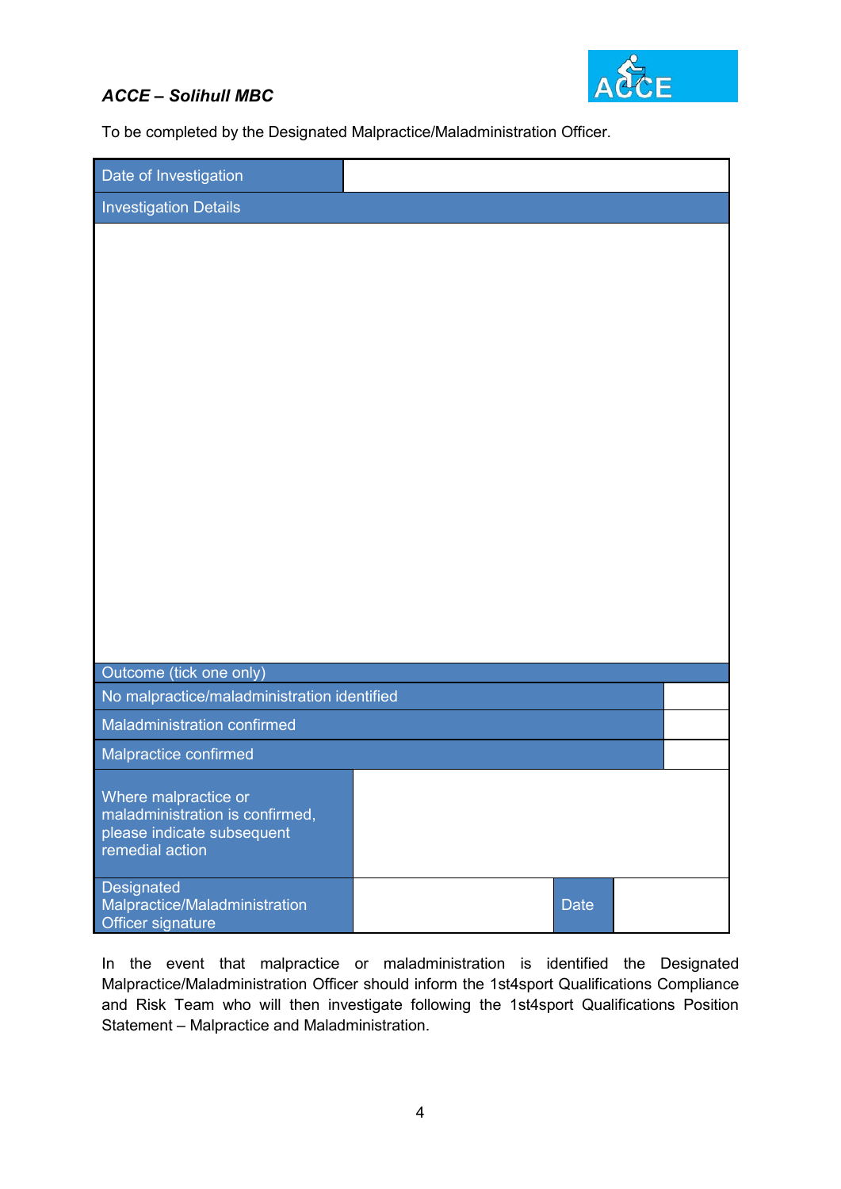*ACCE – Solihull MBC*

To be completed by the Designated Malpractice/Maladministration Officer.

| Date of Investigation | | | |
|---|---|---|---|
| Investigation Details | | | |
| | | | |
| Outcome (tick one only) | | | |
| No malpractice/maladministration identified | | | |
| Maladministration confirmed | | | |
| Malpractice confirmed | | | |
| Where malpractice or maladministration is confirmed, please indicate subsequent remedial action | | | |
| Designated Malpractice/Maladministration Officer signature | | Date | |

In the event that malpractice or maladministration is identified the Designated Malpractice/Maladministration Officer should inform the 1st4sport Qualifications Compliance and Risk Team who will then investigate following the 1st4sport Qualifications Position Statement – Malpractice and Maladministration.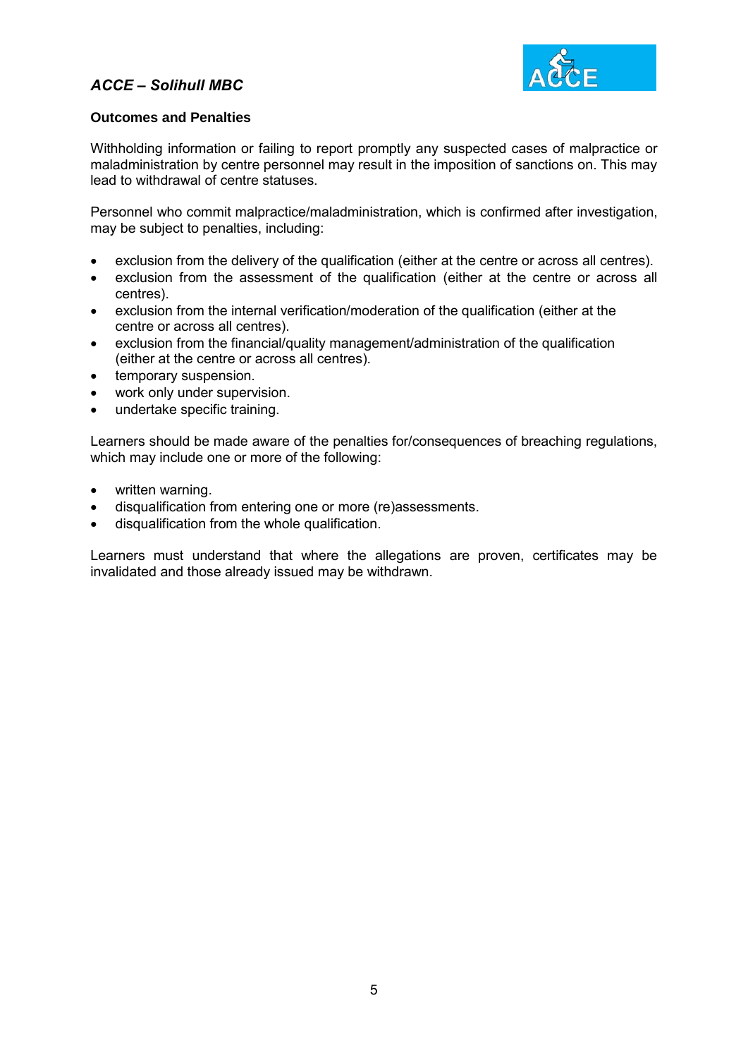**Outcomes and Penalties**

Withholding information or failing to report promptly any suspected cases of malpractice or maladministration by centre personnel may result in the imposition of sanctions on. This may lead to withdrawal of centre statuses.

Personnel who commit malpractice/maladministration, which is confirmed after investigation, may be subject to penalties, including:

- exclusion from the delivery of the qualification (either at the centre or across all centres).
- exclusion from the assessment of the qualification (either at the centre or across all centres).
- exclusion from the internal verification/moderation of the qualification (either at the centre or across all centres).
- exclusion from the financial/quality management/administration of the qualification (either at the centre or across all centres).
- temporary suspension.
- work only under supervision.
- undertake specific training.

Learners should be made aware of the penalties for/consequences of breaching regulations, which may include one or more of the following:

- written warning.
- disqualification from entering one or more (re)assessments.
- disqualification from the whole qualification.

Learners must understand that where the allegations are proven, certificates may be invalidated and those already issued may be withdrawn.